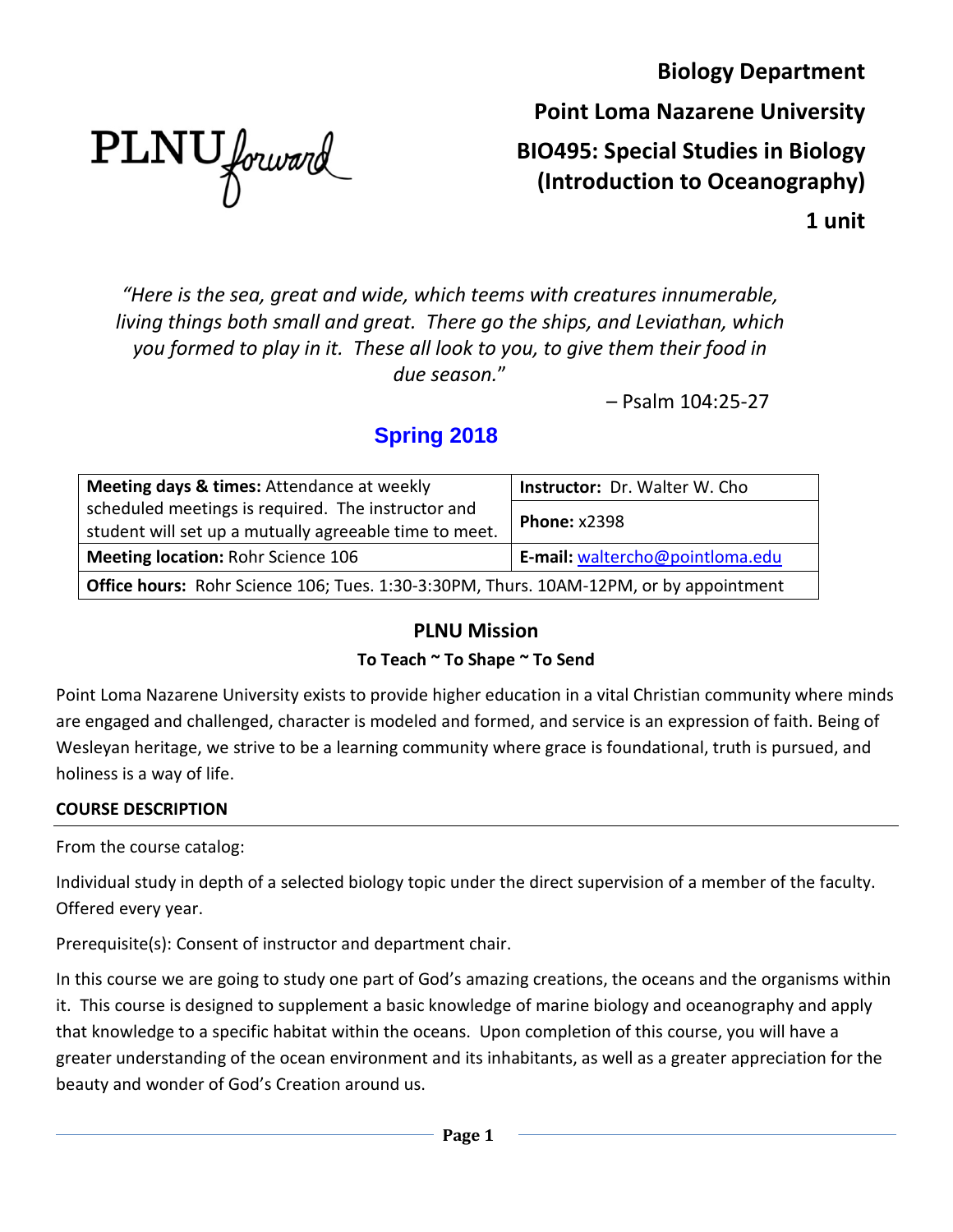**Biology Department**

**Point Loma Nazarene University**

# BIO495: Special Studies in Biology (Introduction to Oceanography)

**1 unit**

*"Here is the sea, great and wide, which teems with creatures innumerable, living things both small and great. There go the ships, and Leviathan, which you formed to play in it. These all look to you, to give them their food in due season."*

– Psalm 104:25-27

## Spring 2018

| **Meeting days & times:** Attendance at weekly scheduled meetings is required. The instructor and student will set up a mutually agreeable time to meet. | **Instructor:** Dr. Walter W. Cho<br>**Phone:** x2398 |
|---|---|
| **Meeting location:** Rohr Science 106 | **E-mail:** waltercho@pointloma.edu |
| **Office hours:** Rohr Science 106; Tues. 1:30-3:30PM, Thurs. 10AM-12PM, or by appointment | |

## PLNU Mission

**To Teach ~ To Shape ~ To Send**

Point Loma Nazarene University exists to provide higher education in a vital Christian community where minds are engaged and challenged, character is modeled and formed, and service is an expression of faith. Being of Wesleyan heritage, we strive to be a learning community where grace is foundational, truth is pursued, and holiness is a way of life.

## COURSE DESCRIPTION

From the course catalog:

Individual study in depth of a selected biology topic under the direct supervision of a member of the faculty. Offered every year.

Prerequisite(s): Consent of instructor and department chair.

In this course we are going to study one part of God's amazing creations, the oceans and the organisms within it. This course is designed to supplement a basic knowledge of marine biology and oceanography and apply that knowledge to a specific habitat within the oceans. Upon completion of this course, you will have a greater understanding of the ocean environment and its inhabitants, as well as a greater appreciation for the beauty and wonder of God's Creation around us.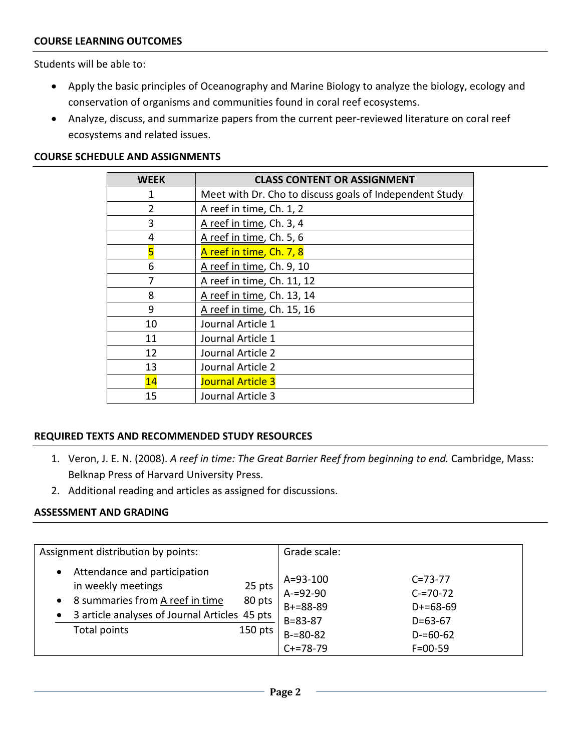## COURSE LEARNING OUTCOMES

Students will be able to:

- Apply the basic principles of Oceanography and Marine Biology to analyze the biology, ecology and conservation of organisms and communities found in coral reef ecosystems.
- Analyze, discuss, and summarize papers from the current peer-reviewed literature on coral reef ecosystems and related issues.

## COURSE SCHEDULE AND ASSIGNMENTS

| WEEK | CLASS CONTENT OR ASSIGNMENT |
|---|---|
| 1 | Meet with Dr. Cho to discuss goals of Independent Study |
| 2 | A reef in time, Ch. 1, 2 |
| 3 | A reef in time, Ch. 3, 4 |
| 4 | A reef in time, Ch. 5, 6 |
| 5 | A reef in time, Ch. 7, 8 |
| 6 | A reef in time, Ch. 9, 10 |
| 7 | A reef in time, Ch. 11, 12 |
| 8 | A reef in time, Ch. 13, 14 |
| 9 | A reef in time, Ch. 15, 16 |
| 10 | Journal Article 1 |
| 11 | Journal Article 1 |
| 12 | Journal Article 2 |
| 13 | Journal Article 2 |
| 14 | Journal Article 3 |
| 15 | Journal Article 3 |

## REQUIRED TEXTS AND RECOMMENDED STUDY RESOURCES

1. Veron, J. E. N. (2008). *A reef in time: The Great Barrier Reef from beginning to end.* Cambridge, Mass: Belknap Press of Harvard University Press.
2. Additional reading and articles as assigned for discussions.

## ASSESSMENT AND GRADING

| Assignment distribution by points: | | Grade scale: | |
|---|---|---|---|
| • Attendance and participation in weekly meetings | 25 pts | A=93-100 | C=73-77 |
| • 8 summaries from A reef in time | 80 pts | A-=92-90 | C-=70-72 |
| • 3 article analyses of Journal Articles | 45 pts | B+=88-89 | D+=68-69 |
| Total points | 150 pts | B=83-87 | D=63-67 |
| | | B-=80-82 | D-=60-62 |
| | | C+=78-79 | F=00-59 |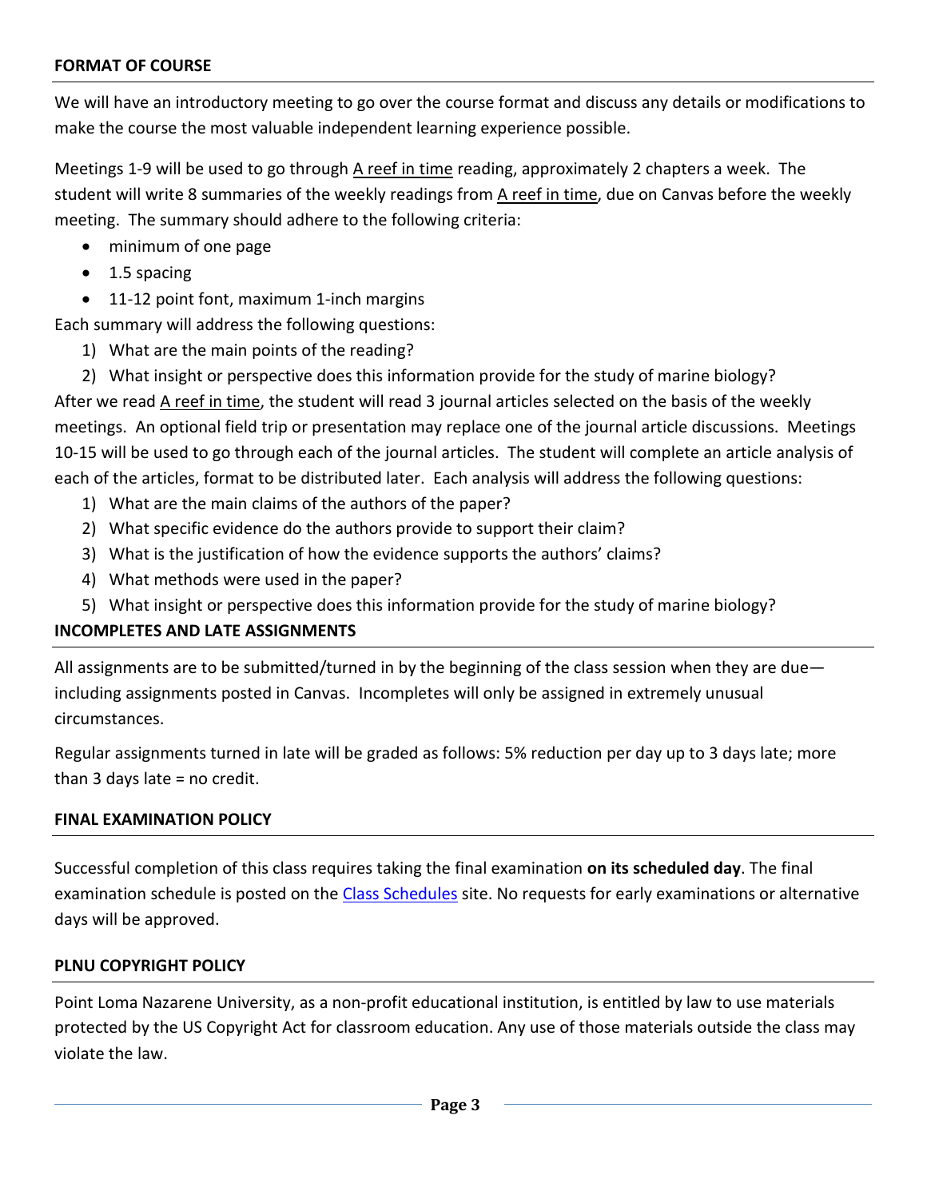## FORMAT OF COURSE

We will have an introductory meeting to go over the course format and discuss any details or modifications to make the course the most valuable independent learning experience possible.

Meetings 1-9 will be used to go through A reef in time reading, approximately 2 chapters a week. The student will write 8 summaries of the weekly readings from A reef in time, due on Canvas before the weekly meeting. The summary should adhere to the following criteria:

- minimum of one page
- 1.5 spacing
- 11-12 point font, maximum 1-inch margins

Each summary will address the following questions:

1) What are the main points of the reading?
2) What insight or perspective does this information provide for the study of marine biology?

After we read A reef in time, the student will read 3 journal articles selected on the basis of the weekly meetings. An optional field trip or presentation may replace one of the journal article discussions. Meetings 10-15 will be used to go through each of the journal articles. The student will complete an article analysis of each of the articles, format to be distributed later. Each analysis will address the following questions:

1) What are the main claims of the authors of the paper?
2) What specific evidence do the authors provide to support their claim?
3) What is the justification of how the evidence supports the authors' claims?
4) What methods were used in the paper?
5) What insight or perspective does this information provide for the study of marine biology?

## INCOMPLETES AND LATE ASSIGNMENTS

All assignments are to be submitted/turned in by the beginning of the class session when they are due—including assignments posted in Canvas. Incompletes will only be assigned in extremely unusual circumstances.

Regular assignments turned in late will be graded as follows: 5% reduction per day up to 3 days late; more than 3 days late = no credit.

## FINAL EXAMINATION POLICY

Successful completion of this class requires taking the final examination **on its scheduled day**. The final examination schedule is posted on the Class Schedules site. No requests for early examinations or alternative days will be approved.

## PLNU COPYRIGHT POLICY

Point Loma Nazarene University, as a non-profit educational institution, is entitled by law to use materials protected by the US Copyright Act for classroom education. Any use of those materials outside the class may violate the law.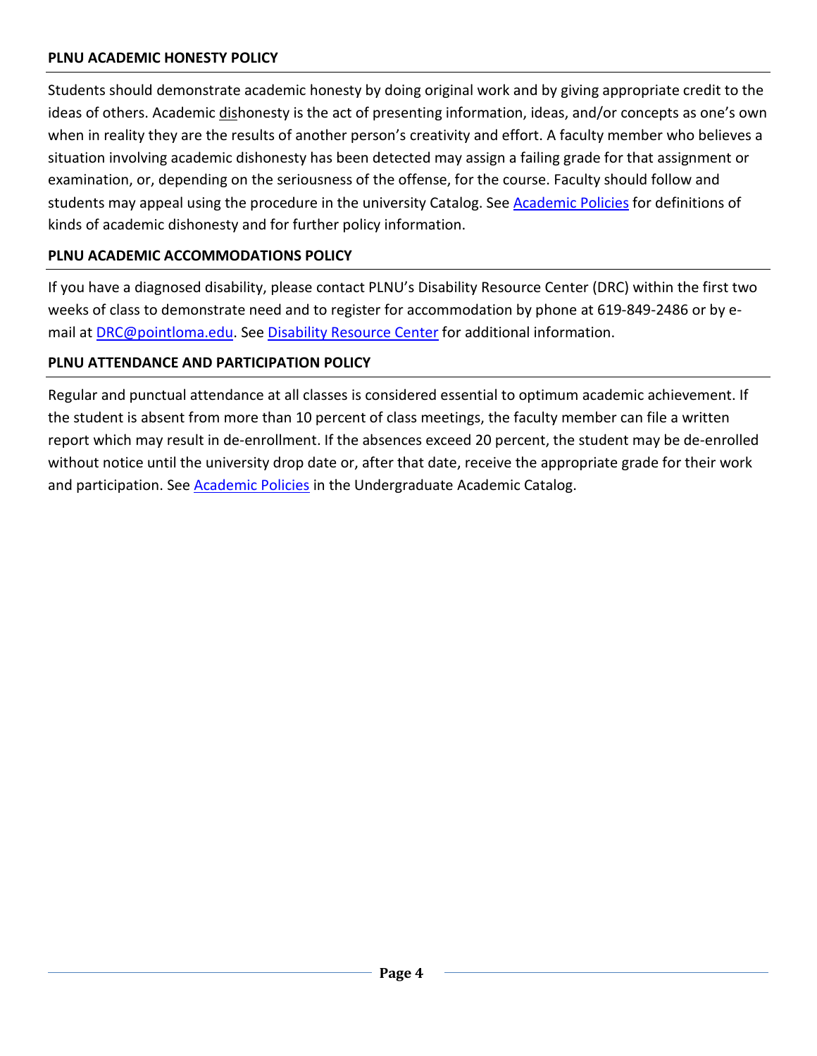**PLNU ACADEMIC HONESTY POLICY**

Students should demonstrate academic honesty by doing original work and by giving appropriate credit to the ideas of others. Academic dishonesty is the act of presenting information, ideas, and/or concepts as one's own when in reality they are the results of another person's creativity and effort. A faculty member who believes a situation involving academic dishonesty has been detected may assign a failing grade for that assignment or examination, or, depending on the seriousness of the offense, for the course. Faculty should follow and students may appeal using the procedure in the university Catalog. See Academic Policies for definitions of kinds of academic dishonesty and for further policy information.

**PLNU ACADEMIC ACCOMMODATIONS POLICY**

If you have a diagnosed disability, please contact PLNU's Disability Resource Center (DRC) within the first two weeks of class to demonstrate need and to register for accommodation by phone at 619-849-2486 or by e-mail at DRC@pointloma.edu. See Disability Resource Center for additional information.

**PLNU ATTENDANCE AND PARTICIPATION POLICY**

Regular and punctual attendance at all classes is considered essential to optimum academic achievement. If the student is absent from more than 10 percent of class meetings, the faculty member can file a written report which may result in de-enrollment. If the absences exceed 20 percent, the student may be de-enrolled without notice until the university drop date or, after that date, receive the appropriate grade for their work and participation. See Academic Policies in the Undergraduate Academic Catalog.